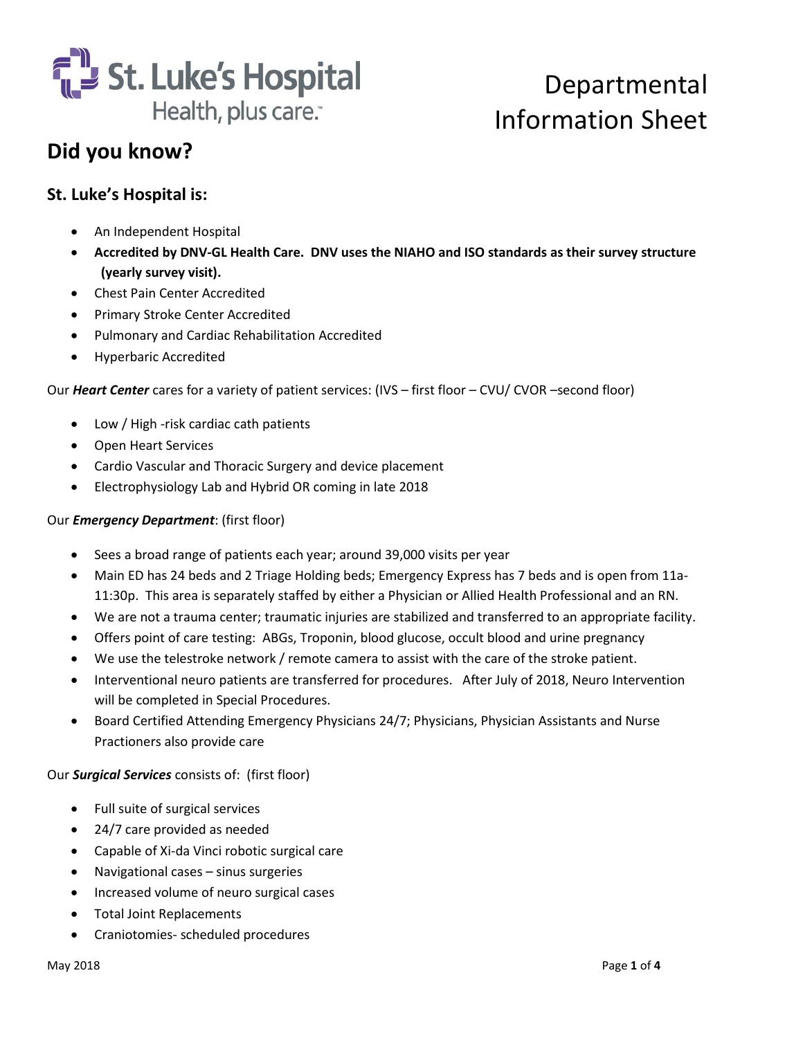St. Luke's Hospital
Health, plus care.™

# Departmental Information Sheet

## Did you know?

### St. Luke's Hospital is:

- An Independent Hospital
- **Accredited by DNV-GL Health Care. DNV uses the NIAHO and ISO standards as their survey structure (yearly survey visit).**
- Chest Pain Center Accredited
- Primary Stroke Center Accredited
- Pulmonary and Cardiac Rehabilitation Accredited
- Hyperbaric Accredited

Our ***Heart Center*** cares for a variety of patient services: (IVS – first floor – CVU/ CVOR –second floor)

- Low / High -risk cardiac cath patients
- Open Heart Services
- Cardio Vascular and Thoracic Surgery and device placement
- Electrophysiology Lab and Hybrid OR coming in late 2018

Our ***Emergency Department***: (first floor)

- Sees a broad range of patients each year; around 39,000 visits per year
- Main ED has 24 beds and 2 Triage Holding beds; Emergency Express has 7 beds and is open from 11a-11:30p. This area is separately staffed by either a Physician or Allied Health Professional and an RN.
- We are not a trauma center; traumatic injuries are stabilized and transferred to an appropriate facility.
- Offers point of care testing: ABGs, Troponin, blood glucose, occult blood and urine pregnancy
- We use the telestroke network / remote camera to assist with the care of the stroke patient.
- Interventional neuro patients are transferred for procedures. After July of 2018, Neuro Intervention will be completed in Special Procedures.
- Board Certified Attending Emergency Physicians 24/7; Physicians, Physician Assistants and Nurse Practioners also provide care

Our ***Surgical Services*** consists of: (first floor)

- Full suite of surgical services
- 24/7 care provided as needed
- Capable of Xi-da Vinci robotic surgical care
- Navigational cases – sinus surgeries
- Increased volume of neuro surgical cases
- Total Joint Replacements
- Craniotomies- scheduled procedures

May 2018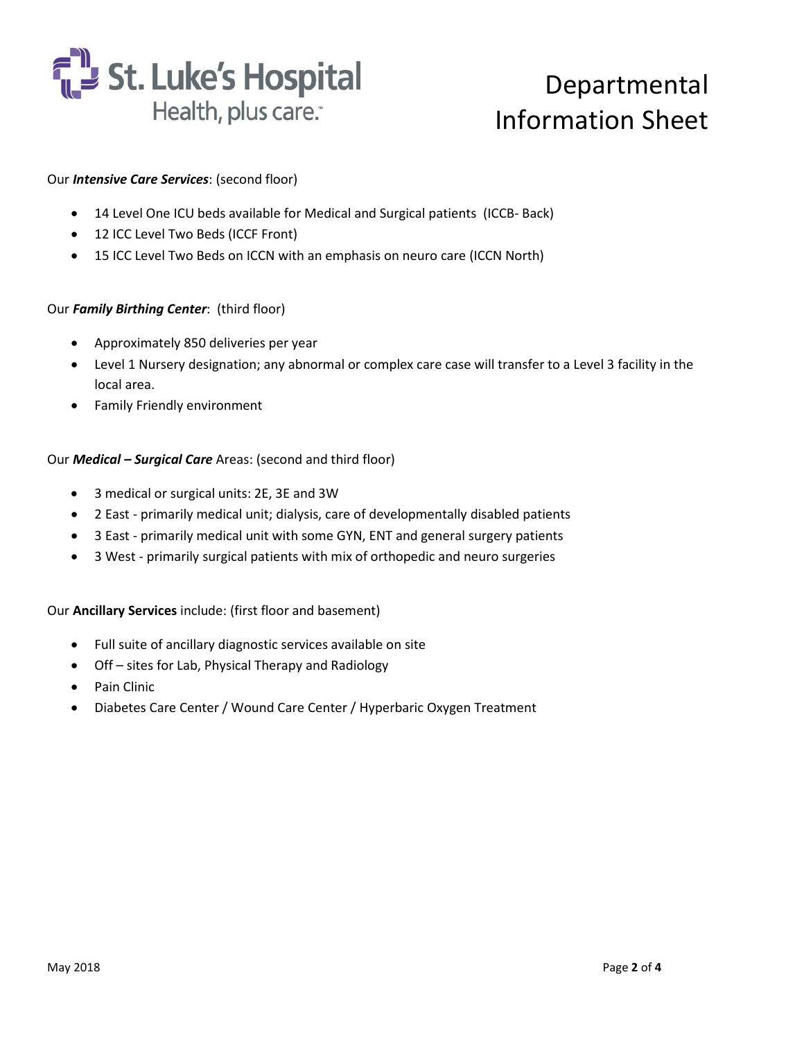St. Luke's Hospital
Health, plus care.™

# Departmental Information Sheet

Our ***Intensive Care Services***: (second floor)

- 14 Level One ICU beds available for Medical and Surgical patients (ICCB- Back)
- 12 ICC Level Two Beds (ICCF Front)
- 15 ICC Level Two Beds on ICCN with an emphasis on neuro care (ICCN North)

Our ***Family Birthing Center***: (third floor)

- Approximately 850 deliveries per year
- Level 1 Nursery designation; any abnormal or complex care case will transfer to a Level 3 facility in the local area.
- Family Friendly environment

Our ***Medical – Surgical Care*** Areas: (second and third floor)

- 3 medical or surgical units: 2E, 3E and 3W
- 2 East - primarily medical unit; dialysis, care of developmentally disabled patients
- 3 East - primarily medical unit with some GYN, ENT and general surgery patients
- 3 West - primarily surgical patients with mix of orthopedic and neuro surgeries

Our **Ancillary Services** include: (first floor and basement)

- Full suite of ancillary diagnostic services available on site
- Off – sites for Lab, Physical Therapy and Radiology
- Pain Clinic
- Diabetes Care Center / Wound Care Center / Hyperbaric Oxygen Treatment

May 2018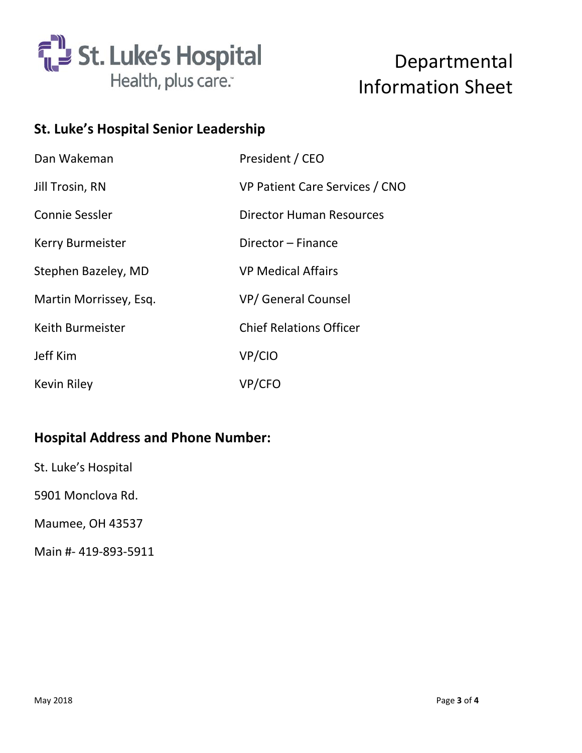St. Luke's Hospital
Health, plus care.™

# Departmental Information Sheet

## St. Luke's Hospital Senior Leadership

| | |
|---|---|
| Dan Wakeman | President / CEO |
| Jill Trosin, RN | VP Patient Care Services / CNO |
| Connie Sessler | Director Human Resources |
| Kerry Burmeister | Director – Finance |
| Stephen Bazeley, MD | VP Medical Affairs |
| Martin Morrissey, Esq. | VP/ General Counsel |
| Keith Burmeister | Chief Relations Officer |
| Jeff Kim | VP/CIO |
| Kevin Riley | VP/CFO |

## Hospital Address and Phone Number:

St. Luke's Hospital

5901 Monclova Rd.

Maumee, OH 43537

Main #- 419-893-5911

May 2018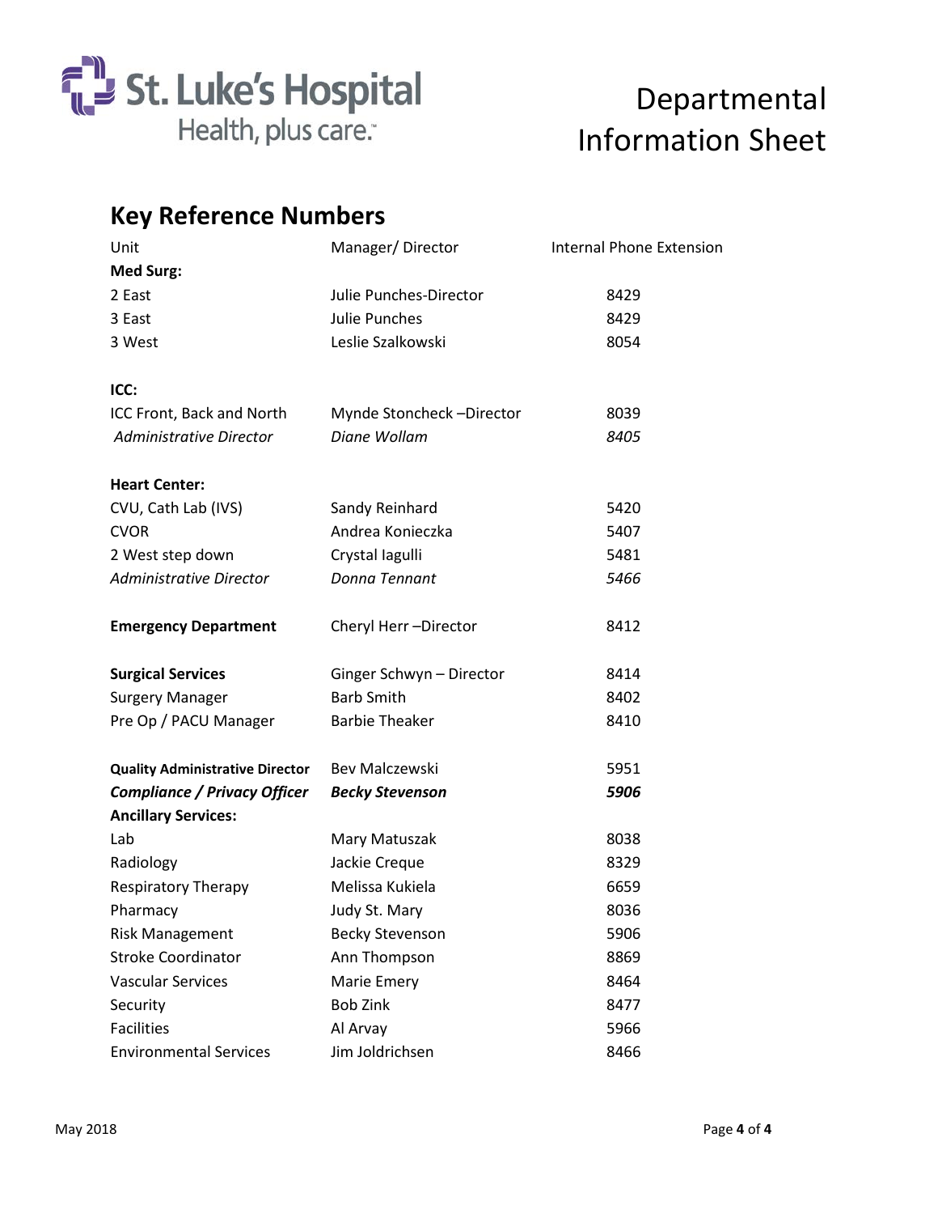St. Luke's Hospital
Health, plus care.™

# Departmental Information Sheet

## Key Reference Numbers

| Unit | Manager/ Director | Internal Phone Extension |
|---|---|---|
| **Med Surg:** | | |
| 2 East | Julie Punches-Director | 8429 |
| 3 East | Julie Punches | 8429 |
| 3 West | Leslie Szalkowski | 8054 |
| | | |
| **ICC:** | | |
| ICC Front, Back and North | Mynde Stoncheck –Director | 8039 |
| *Administrative Director* | *Diane Wollam* | *8405* |
| | | |
| **Heart Center:** | | |
| CVU, Cath Lab (IVS) | Sandy Reinhard | 5420 |
| CVOR | Andrea Konieczka | 5407 |
| 2 West step down | Crystal Iagulli | 5481 |
| *Administrative Director* | *Donna Tennant* | *5466* |
| | | |
| **Emergency Department** | Cheryl Herr –Director | 8412 |
| | | |
| **Surgical Services** | Ginger Schwyn – Director | 8414 |
| Surgery Manager | Barb Smith | 8402 |
| Pre Op / PACU Manager | Barbie Theaker | 8410 |
| | | |
| **Quality Administrative Director** | Bev Malczewski | 5951 |
| ***Compliance / Privacy Officer*** | ***Becky Stevenson*** | ***5906*** |
| **Ancillary Services:** | | |
| Lab | Mary Matuszak | 8038 |
| Radiology | Jackie Creque | 8329 |
| Respiratory Therapy | Melissa Kukiela | 6659 |
| Pharmacy | Judy St. Mary | 8036 |
| Risk Management | Becky Stevenson | 5906 |
| Stroke Coordinator | Ann Thompson | 8869 |
| Vascular Services | Marie Emery | 8464 |
| Security | Bob Zink | 8477 |
| Facilities | Al Arvay | 5966 |
| Environmental Services | Jim Joldrichsen | 8466 |

May 2018